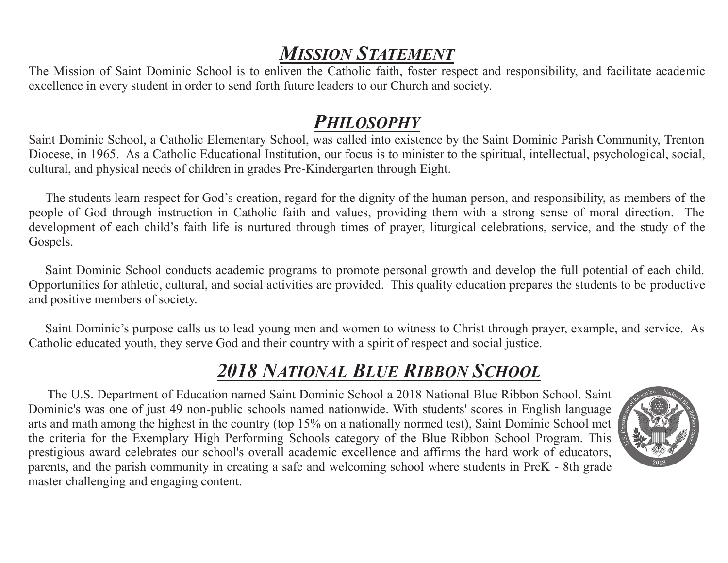## ***MISSION STATEMENT***

The Mission of Saint Dominic School is to enliven the Catholic faith, foster respect and responsibility, and facilitate academic excellence in every student in order to send forth future leaders to our Church and society.

## ***PHILOSOPHY***

Saint Dominic School, a Catholic Elementary School, was called into existence by the Saint Dominic Parish Community, Trenton Diocese, in 1965. As a Catholic Educational Institution, our focus is to minister to the spiritual, intellectual, psychological, social, cultural, and physical needs of children in grades Pre-Kindergarten through Eight.

The students learn respect for God's creation, regard for the dignity of the human person, and responsibility, as members of the people of God through instruction in Catholic faith and values, providing them with a strong sense of moral direction. The development of each child's faith life is nurtured through times of prayer, liturgical celebrations, service, and the study of the Gospels.

Saint Dominic School conducts academic programs to promote personal growth and develop the full potential of each child. Opportunities for athletic, cultural, and social activities are provided. This quality education prepares the students to be productive and positive members of society.

Saint Dominic's purpose calls us to lead young men and women to witness to Christ through prayer, example, and service. As Catholic educated youth, they serve God and their country with a spirit of respect and social justice.

## ***2018 NATIONAL BLUE RIBBON SCHOOL***

The U.S. Department of Education named Saint Dominic School a 2018 National Blue Ribbon School. Saint Dominic's was one of just 49 non-public schools named nationwide. With students' scores in English language arts and math among the highest in the country (top 15% on a nationally normed test), Saint Dominic School met the criteria for the Exemplary High Performing Schools category of the Blue Ribbon School Program. This prestigious award celebrates our school's overall academic excellence and affirms the hard work of educators, parents, and the parish community in creating a safe and welcoming school where students in PreK - 8th grade master challenging and engaging content.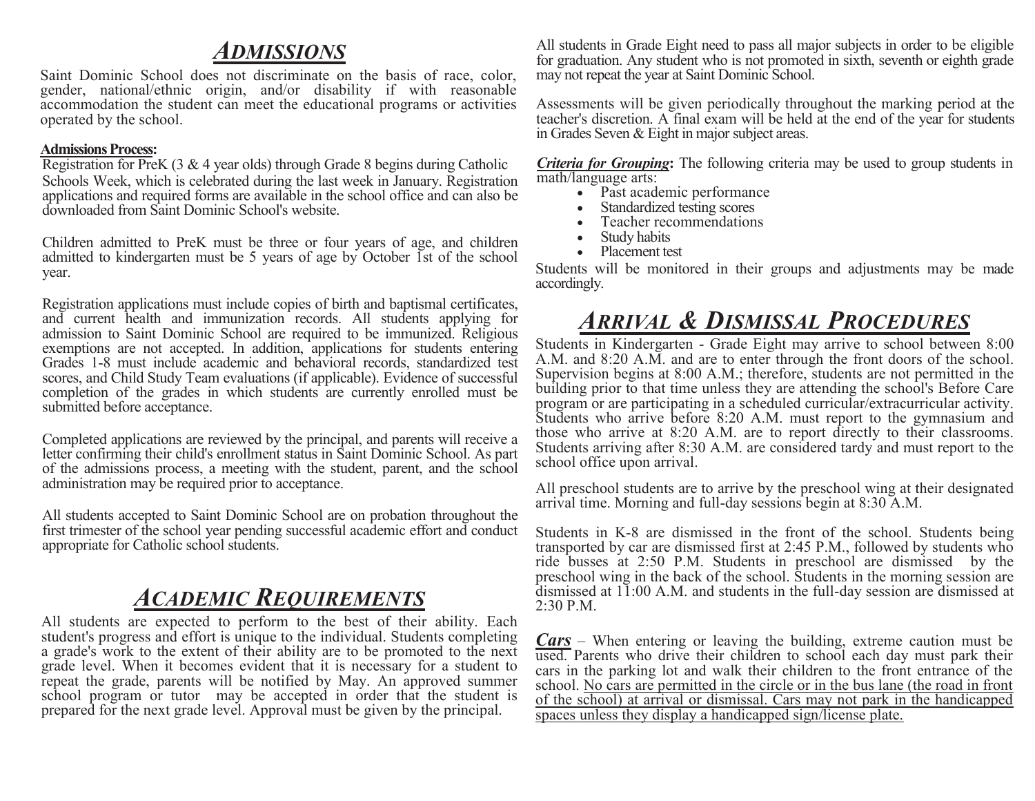# *Admissions*

Saint Dominic School does not discriminate on the basis of race, color, gender, national/ethnic origin, and/or disability if with reasonable accommodation the student can meet the educational programs or activities operated by the school.

**Admissions Process:**

Registration for PreK (3 & 4 year olds) through Grade 8 begins during Catholic Schools Week, which is celebrated during the last week in January. Registration applications and required forms are available in the school office and can also be downloaded from Saint Dominic School's website.

Children admitted to PreK must be three or four years of age, and children admitted to kindergarten must be 5 years of age by October 1st of the school year.

Registration applications must include copies of birth and baptismal certificates, and current health and immunization records. All students applying for admission to Saint Dominic School are required to be immunized. Religious exemptions are not accepted. In addition, applications for students entering Grades 1-8 must include academic and behavioral records, standardized test scores, and Child Study Team evaluations (if applicable). Evidence of successful completion of the grades in which students are currently enrolled must be submitted before acceptance.

Completed applications are reviewed by the principal, and parents will receive a letter confirming their child's enrollment status in Saint Dominic School. As part of the admissions process, a meeting with the student, parent, and the school administration may be required prior to acceptance.

All students accepted to Saint Dominic School are on probation throughout the first trimester of the school year pending successful academic effort and conduct appropriate for Catholic school students.

# *Academic Requirements*

All students are expected to perform to the best of their ability. Each student's progress and effort is unique to the individual. Students completing a grade's work to the extent of their ability are to be promoted to the next grade level. When it becomes evident that it is necessary for a student to repeat the grade, parents will be notified by May. An approved summer school program or tutor may be accepted in order that the student is prepared for the next grade level. Approval must be given by the principal.

All students in Grade Eight need to pass all major subjects in order to be eligible for graduation. Any student who is not promoted in sixth, seventh or eighth grade may not repeat the year at Saint Dominic School.

Assessments will be given periodically throughout the marking period at the teacher's discretion. A final exam will be held at the end of the year for students in Grades Seven & Eight in major subject areas.

***Criteria for Grouping*:** The following criteria may be used to group students in math/language arts:

- Past academic performance
- Standardized testing scores
- Teacher recommendations
- Study habits
- Placement test

Students will be monitored in their groups and adjustments may be made accordingly.

# *Arrival & Dismissal Procedures*

Students in Kindergarten - Grade Eight may arrive to school between 8:00 A.M. and 8:20 A.M. and are to enter through the front doors of the school. Supervision begins at 8:00 A.M.; therefore, students are not permitted in the building prior to that time unless they are attending the school's Before Care program or are participating in a scheduled curricular/extracurricular activity. Students who arrive before 8:20 A.M. must report to the gymnasium and those who arrive at 8:20 A.M. are to report directly to their classrooms. Students arriving after 8:30 A.M. are considered tardy and must report to the school office upon arrival.

All preschool students are to arrive by the preschool wing at their designated arrival time. Morning and full-day sessions begin at 8:30 A.M.

Students in K-8 are dismissed in the front of the school. Students being transported by car are dismissed first at 2:45 P.M., followed by students who ride busses at 2:50 P.M. Students in preschool are dismissed by the preschool wing in the back of the school. Students in the morning session are dismissed at 11:00 A.M. and students in the full-day session are dismissed at 2:30 P.M.

***Cars*** – When entering or leaving the building, extreme caution must be used. Parents who drive their children to school each day must park their cars in the parking lot and walk their children to the front entrance of the school. No cars are permitted in the circle or in the bus lane (the road in front of the school) at arrival or dismissal. Cars may not park in the handicapped spaces unless they display a handicapped sign/license plate.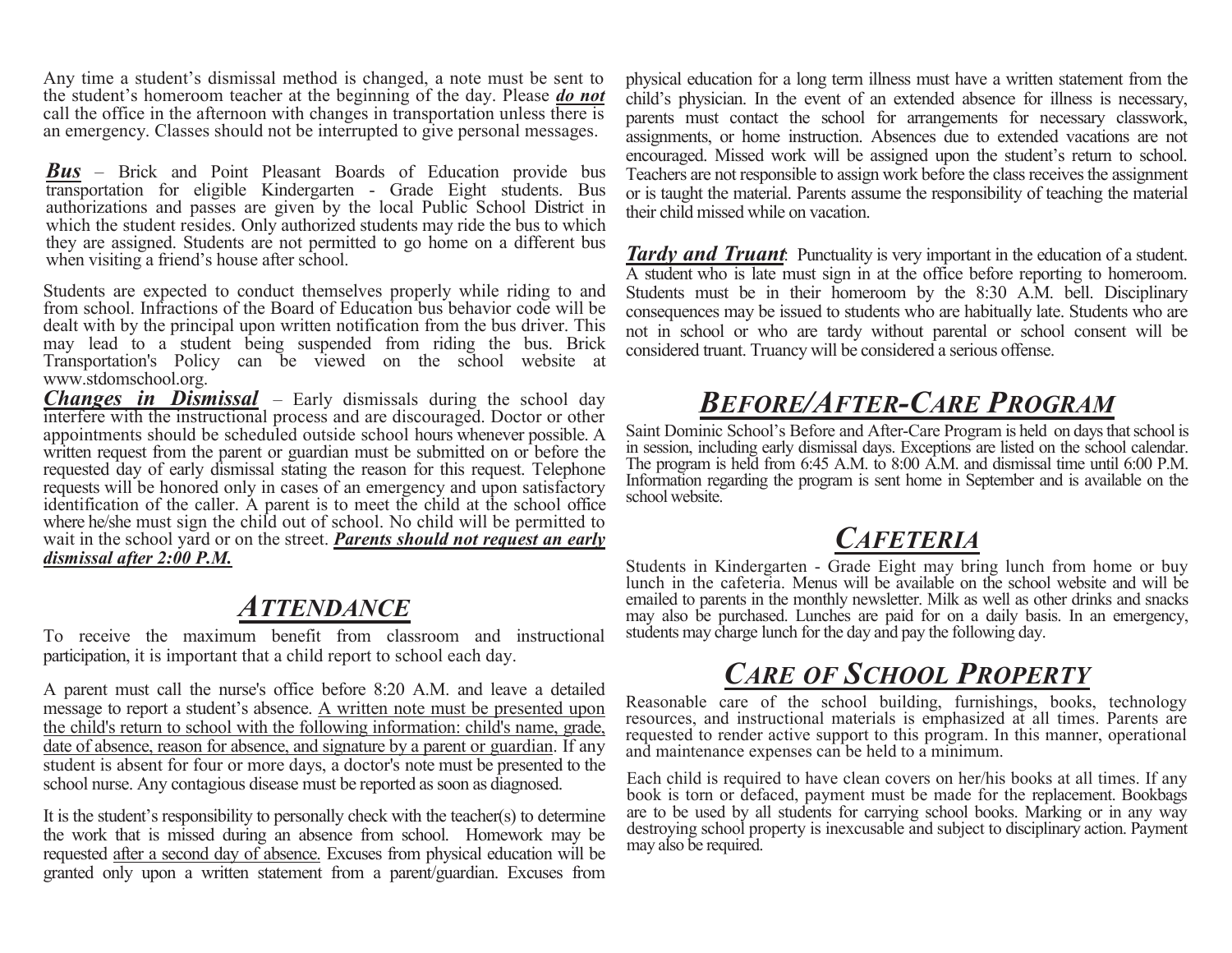Any time a student's dismissal method is changed, a note must be sent to the student's homeroom teacher at the beginning of the day. Please ***do not*** call the office in the afternoon with changes in transportation unless there is an emergency. Classes should not be interrupted to give personal messages.

***Bus*** – Brick and Point Pleasant Boards of Education provide bus transportation for eligible Kindergarten - Grade Eight students. Bus authorizations and passes are given by the local Public School District in which the student resides. Only authorized students may ride the bus to which they are assigned. Students are not permitted to go home on a different bus when visiting a friend's house after school.

Students are expected to conduct themselves properly while riding to and from school. Infractions of the Board of Education bus behavior code will be dealt with by the principal upon written notification from the bus driver. This may lead to a student being suspended from riding the bus. Brick Transportation's Policy can be viewed on the school website at www.stdomschool.org.

***Changes in Dismissal*** – Early dismissals during the school day interfere with the instructional process and are discouraged. Doctor or other appointments should be scheduled outside school hours whenever possible. A written request from the parent or guardian must be submitted on or before the requested day of early dismissal stating the reason for this request. Telephone requests will be honored only in cases of an emergency and upon satisfactory identification of the caller. A parent is to meet the child at the school office where he/she must sign the child out of school. No child will be permitted to wait in the school yard or on the street. ***Parents should not request an early dismissal after 2:00 P.M.***

# *ATTENDANCE*

To receive the maximum benefit from classroom and instructional participation, it is important that a child report to school each day.

A parent must call the nurse's office before 8:20 A.M. and leave a detailed message to report a student's absence. A written note must be presented upon the child's return to school with the following information: child's name, grade, date of absence, reason for absence, and signature by a parent or guardian. If any student is absent for four or more days, a doctor's note must be presented to the school nurse. Any contagious disease must be reported as soon as diagnosed.

It is the student's responsibility to personally check with the teacher(s) to determine the work that is missed during an absence from school. Homework may be requested after a second day of absence. Excuses from physical education will be granted only upon a written statement from a parent/guardian. Excuses from physical education for a long term illness must have a written statement from the child's physician. In the event of an extended absence for illness is necessary, parents must contact the school for arrangements for necessary classwork, assignments, or home instruction. Absences due to extended vacations are not encouraged. Missed work will be assigned upon the student's return to school. Teachers are not responsible to assign work before the class receives the assignment or is taught the material. Parents assume the responsibility of teaching the material their child missed while on vacation.

***Tardy and Truant***: Punctuality is very important in the education of a student. A student who is late must sign in at the office before reporting to homeroom. Students must be in their homeroom by the 8:30 A.M. bell. Disciplinary consequences may be issued to students who are habitually late. Students who are not in school or who are tardy without parental or school consent will be considered truant. Truancy will be considered a serious offense.

# *BEFORE/AFTER-CARE PROGRAM*

Saint Dominic School's Before and After-Care Program is held on days that school is in session, including early dismissal days. Exceptions are listed on the school calendar. The program is held from 6:45 A.M. to 8:00 A.M. and dismissal time until 6:00 P.M. Information regarding the program is sent home in September and is available on the school website.

# *CAFETERIA*

Students in Kindergarten - Grade Eight may bring lunch from home or buy lunch in the cafeteria. Menus will be available on the school website and will be emailed to parents in the monthly newsletter. Milk as well as other drinks and snacks may also be purchased. Lunches are paid for on a daily basis. In an emergency, students may charge lunch for the day and pay the following day.

# *CARE OF SCHOOL PROPERTY*

Reasonable care of the school building, furnishings, books, technology resources, and instructional materials is emphasized at all times. Parents are requested to render active support to this program. In this manner, operational and maintenance expenses can be held to a minimum.

Each child is required to have clean covers on her/his books at all times. If any book is torn or defaced, payment must be made for the replacement. Bookbags are to be used by all students for carrying school books. Marking or in any way destroying school property is inexcusable and subject to disciplinary action. Payment may also be required.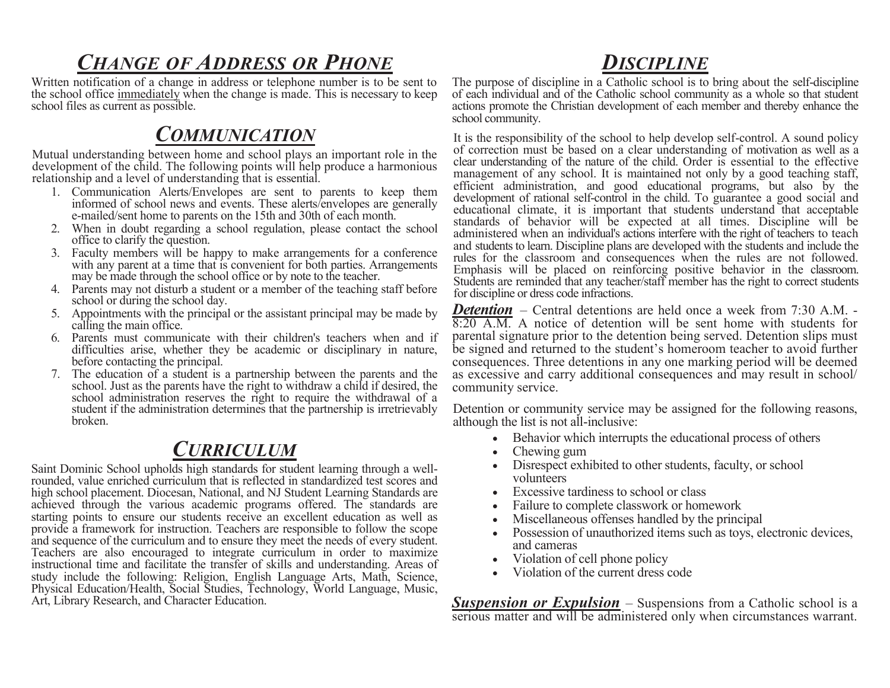## *Change of Address or Phone*

Written notification of a change in address or telephone number is to be sent to the school office immediately when the change is made. This is necessary to keep school files as current as possible.

## *Communication*

Mutual understanding between home and school plays an important role in the development of the child. The following points will help produce a harmonious relationship and a level of understanding that is essential.

1. Communication Alerts/Envelopes are sent to parents to keep them informed of school news and events. These alerts/envelopes are generally e-mailed/sent home to parents on the 15th and 30th of each month.
2. When in doubt regarding a school regulation, please contact the school office to clarify the question.
3. Faculty members will be happy to make arrangements for a conference with any parent at a time that is convenient for both parties. Arrangements may be made through the school office or by note to the teacher.
4. Parents may not disturb a student or a member of the teaching staff before school or during the school day.
5. Appointments with the principal or the assistant principal may be made by calling the main office.
6. Parents must communicate with their children's teachers when and if difficulties arise, whether they be academic or disciplinary in nature, before contacting the principal.
7. The education of a student is a partnership between the parents and the school. Just as the parents have the right to withdraw a child if desired, the school administration reserves the right to require the withdrawal of a student if the administration determines that the partnership is irretrievably broken.

## *Curriculum*

Saint Dominic School upholds high standards for student learning through a well-rounded, value enriched curriculum that is reflected in standardized test scores and high school placement. Diocesan, National, and NJ Student Learning Standards are achieved through the various academic programs offered. The standards are starting points to ensure our students receive an excellent education as well as provide a framework for instruction. Teachers are responsible to follow the scope and sequence of the curriculum and to ensure they meet the needs of every student. Teachers are also encouraged to integrate curriculum in order to maximize instructional time and facilitate the transfer of skills and understanding. Areas of study include the following: Religion, English Language Arts, Math, Science, Physical Education/Health, Social Studies, Technology, World Language, Music, Art, Library Research, and Character Education.

## *Discipline*

The purpose of discipline in a Catholic school is to bring about the self-discipline of each individual and of the Catholic school community as a whole so that student actions promote the Christian development of each member and thereby enhance the school community.

It is the responsibility of the school to help develop self-control. A sound policy of correction must be based on a clear understanding of motivation as well as a clear understanding of the nature of the child. Order is essential to the effective management of any school. It is maintained not only by a good teaching staff, efficient administration, and good educational programs, but also by the development of rational self-control in the child. To guarantee a good social and educational climate, it is important that students understand that acceptable standards of behavior will be expected at all times. Discipline will be administered when an individual's actions interfere with the right of teachers to teach and students to learn. Discipline plans are developed with the students and include the rules for the classroom and consequences when the rules are not followed. Emphasis will be placed on reinforcing positive behavior in the classroom. Students are reminded that any teacher/staff member has the right to correct students for discipline or dress code infractions.

***Detention*** – Central detentions are held once a week from 7:30 A.M. - 8:20 A.M. A notice of detention will be sent home with students for parental signature prior to the detention being served. Detention slips must be signed and returned to the student's homeroom teacher to avoid further consequences. Three detentions in any one marking period will be deemed as excessive and carry additional consequences and may result in school/ community service.

Detention or community service may be assigned for the following reasons, although the list is not all-inclusive:

- Behavior which interrupts the educational process of others
- Chewing gum
- Disrespect exhibited to other students, faculty, or school volunteers
- Excessive tardiness to school or class
- Failure to complete classwork or homework
- Miscellaneous offenses handled by the principal
- Possession of unauthorized items such as toys, electronic devices, and cameras
- Violation of cell phone policy
- Violation of the current dress code

***Suspension or Expulsion*** – Suspensions from a Catholic school is a serious matter and will be administered only when circumstances warrant.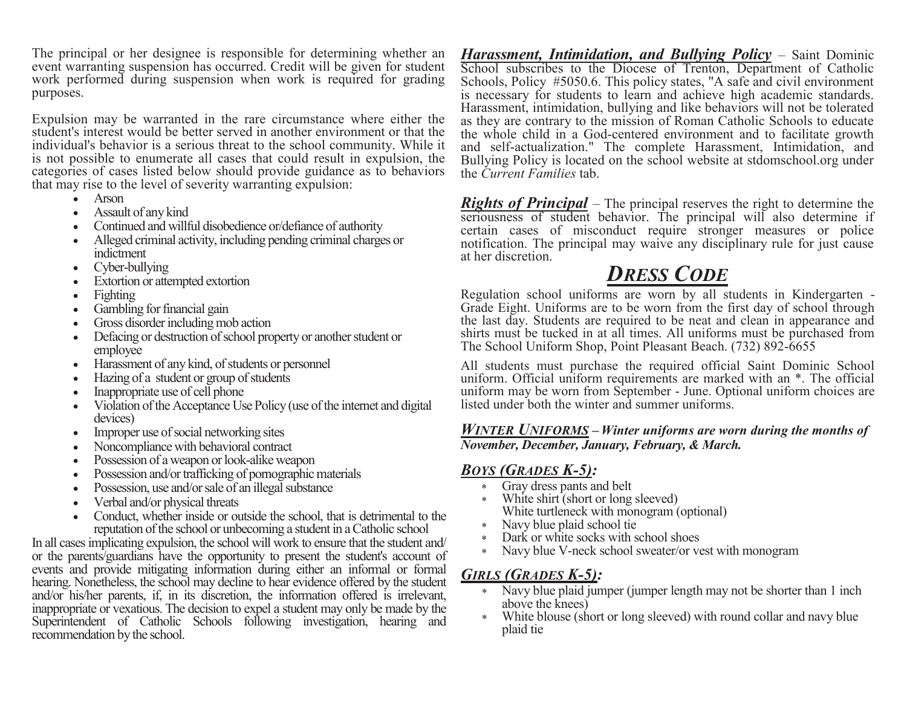The principal or her designee is responsible for determining whether an event warranting suspension has occurred. Credit will be given for student work performed during suspension when work is required for grading purposes.

Expulsion may be warranted in the rare circumstance where either the student's interest would be better served in another environment or that the individual's behavior is a serious threat to the school community. While it is not possible to enumerate all cases that could result in expulsion, the categories of cases listed below should provide guidance as to behaviors that may rise to the level of severity warranting expulsion:

- Arson
- Assault of any kind
- Continued and willful disobedience or/defiance of authority
- Alleged criminal activity, including pending criminal charges or indictment
- Cyber-bullying
- Extortion or attempted extortion
- Fighting
- Gambling for financial gain
- Gross disorder including mob action
- Defacing or destruction of school property or another student or employee
- Harassment of any kind, of students or personnel
- Hazing of a student or group of students
- Inappropriate use of cell phone
- Violation of the Acceptance Use Policy (use of the internet and digital devices)
- Improper use of social networking sites
- Noncompliance with behavioral contract
- Possession of a weapon or look-alike weapon
- Possession and/or trafficking of pornographic materials
- Possession, use and/or sale of an illegal substance
- Verbal and/or physical threats
- Conduct, whether inside or outside the school, that is detrimental to the reputation of the school or unbecoming a student in a Catholic school

In all cases implicating expulsion, the school will work to ensure that the student and/or the parents/guardians have the opportunity to present the student's account of events and provide mitigating information during either an informal or formal hearing. Nonetheless, the school may decline to hear evidence offered by the student and/or his/her parents, if, in its discretion, the information offered is irrelevant, inappropriate or vexatious. The decision to expel a student may only be made by the Superintendent of Catholic Schools following investigation, hearing and recommendation by the school.

***Harassment, Intimidation, and Bullying Policy*** – Saint Dominic School subscribes to the Diocese of Trenton, Department of Catholic Schools, Policy #5050.6. This policy states, "A safe and civil environment is necessary for students to learn and achieve high academic standards. Harassment, intimidation, bullying and like behaviors will not be tolerated as they are contrary to the mission of Roman Catholic Schools to educate the whole child in a God-centered environment and to facilitate growth and self-actualization." The complete Harassment, Intimidation, and Bullying Policy is located on the school website at stdomschool.org under the *Current Families* tab.

***Rights of Principal*** – The principal reserves the right to determine the seriousness of student behavior. The principal will also determine if certain cases of misconduct require stronger measures or police notification. The principal may waive any disciplinary rule for just cause at her discretion.

# *DRESS CODE*

Regulation school uniforms are worn by all students in Kindergarten - Grade Eight. Uniforms are to be worn from the first day of school through the last day. Students are required to be neat and clean in appearance and shirts must be tucked in at all times. All uniforms must be purchased from The School Uniform Shop, Point Pleasant Beach. (732) 892-6655

All students must purchase the required official Saint Dominic School uniform. Official uniform requirements are marked with an *. The official uniform may be worn from September - June. Optional uniform choices are listed under both the winter and summer uniforms.

***WINTER UNIFORMS – Winter uniforms are worn during the months of November, December, January, February, & March.***

### *BOYS (GRADES K-5):*

- * Gray dress pants and belt
- * White shirt (short or long sleeved)
  White turtleneck with monogram (optional)
- * Navy blue plaid school tie
- * Dark or white socks with school shoes
- * Navy blue V-neck school sweater/or vest with monogram

### *GIRLS (GRADES K-5):*

- * Navy blue plaid jumper (jumper length may not be shorter than 1 inch above the knees)
- * White blouse (short or long sleeved) with round collar and navy blue plaid tie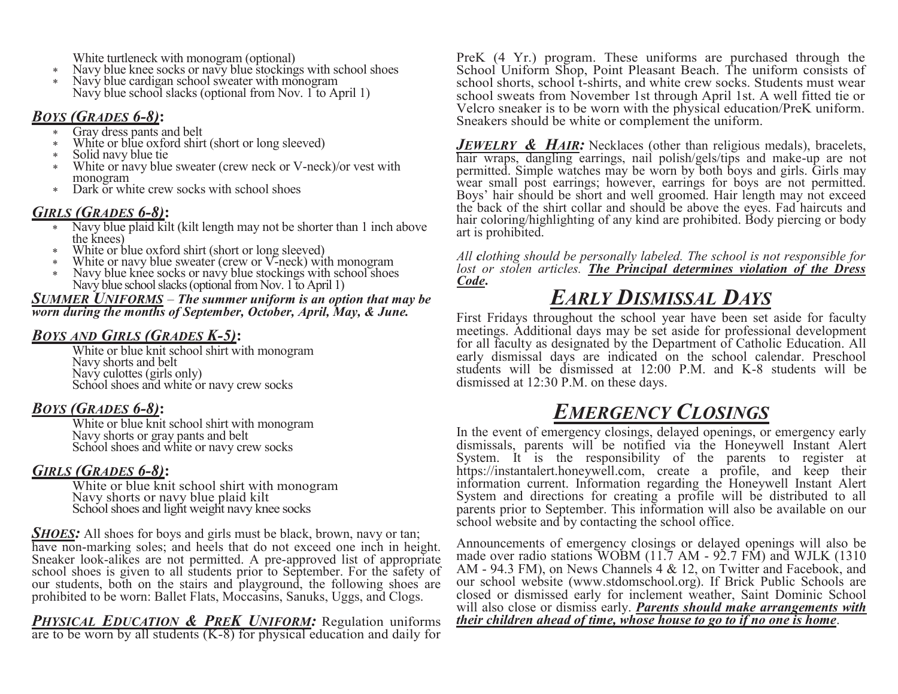White turtleneck with monogram (optional)

- Navy blue knee socks or navy blue stockings with school shoes
- Navy blue cardigan school sweater with monogram

Navy blue school slacks (optional from Nov. 1 to April 1)

### *Boys (Grades 6-8)*:

- Gray dress pants and belt
- White or blue oxford shirt (short or long sleeved)
- Solid navy blue tie
- White or navy blue sweater (crew neck or V-neck)/or vest with monogram
- Dark or white crew socks with school shoes

### *Girls (Grades 6-8)*:

- Navy blue plaid kilt (kilt length may not be shorter than 1 inch above the knees)
- White or blue oxford shirt (short or long sleeved)
- White or navy blue sweater (crew or V-neck) with monogram
- Navy blue knee socks or navy blue stockings with school shoes

Navy blue school slacks (optional from Nov. 1 to April 1)

***Summer Uniforms*** – ***The summer uniform is an option that may be worn during the months of September, October, April, May, & June.***

### *Boys and Girls (Grades K-5)*:

White or blue knit school shirt with monogram
Navy shorts and belt
Navy culottes (girls only)
School shoes and white or navy crew socks

### *Boys (Grades 6-8)*:

White or blue knit school shirt with monogram
Navy shorts or gray pants and belt
School shoes and white or navy crew socks

### *Girls (Grades 6-8)*:

White or blue knit school shirt with monogram
Navy shorts or navy blue plaid kilt
School shoes and light weight navy knee socks

***Shoes:*** All shoes for boys and girls must be black, brown, navy or tan; have non-marking soles; and heels that do not exceed one inch in height. Sneaker look-alikes are not permitted. A pre-approved list of appropriate school shoes is given to all students prior to September. For the safety of our students, both on the stairs and playground, the following shoes are prohibited to be worn: Ballet Flats, Moccasins, Sanuks, Uggs, and Clogs.

***Physical Education & PreK Uniform:*** Regulation uniforms are to be worn by all students (K-8) for physical education and daily for PreK (4 Yr.) program. These uniforms are purchased through the School Uniform Shop, Point Pleasant Beach. The uniform consists of school shorts, school t-shirts, and white crew socks. Students must wear school sweats from November 1st through April 1st. A well fitted tie or Velcro sneaker is to be worn with the physical education/PreK uniform. Sneakers should be white or complement the uniform.

***Jewelry & Hair:*** Necklaces (other than religious medals), bracelets, hair wraps, dangling earrings, nail polish/gels/tips and make-up are not permitted. Simple watches may be worn by both boys and girls. Girls may wear small post earrings; however, earrings for boys are not permitted. Boys' hair should be short and well groomed. Hair length may not exceed the back of the shirt collar and should be above the eyes. Fad haircuts and hair coloring/highlighting of any kind are prohibited. Body piercing or body art is prohibited.

*All clothing should be personally labeled. The school is not responsible for lost or stolen articles.* ***The Principal determines violation of the Dress Code.***

## *Early Dismissal Days*

First Fridays throughout the school year have been set aside for faculty meetings. Additional days may be set aside for professional development for all faculty as designated by the Department of Catholic Education. All early dismissal days are indicated on the school calendar. Preschool students will be dismissed at 12:00 P.M. and K-8 students will be dismissed at 12:30 P.M. on these days.

## *Emergency Closings*

In the event of emergency closings, delayed openings, or emergency early dismissals, parents will be notified via the Honeywell Instant Alert System. It is the responsibility of the parents to register at https://instantalert.honeywell.com, create a profile, and keep their information current. Information regarding the Honeywell Instant Alert System and directions for creating a profile will be distributed to all parents prior to September. This information will also be available on our school website and by contacting the school office.

Announcements of emergency closings or delayed openings will also be made over radio stations WOBM (11.7 AM - 92.7 FM) and WJLK (1310 AM - 94.3 FM), on News Channels 4 & 12, on Twitter and Facebook, and our school website (www.stdomschool.org). If Brick Public Schools are closed or dismissed early for inclement weather, Saint Dominic School will also close or dismiss early. ***Parents should make arrangements with their children ahead of time, whose house to go to if no one is home***.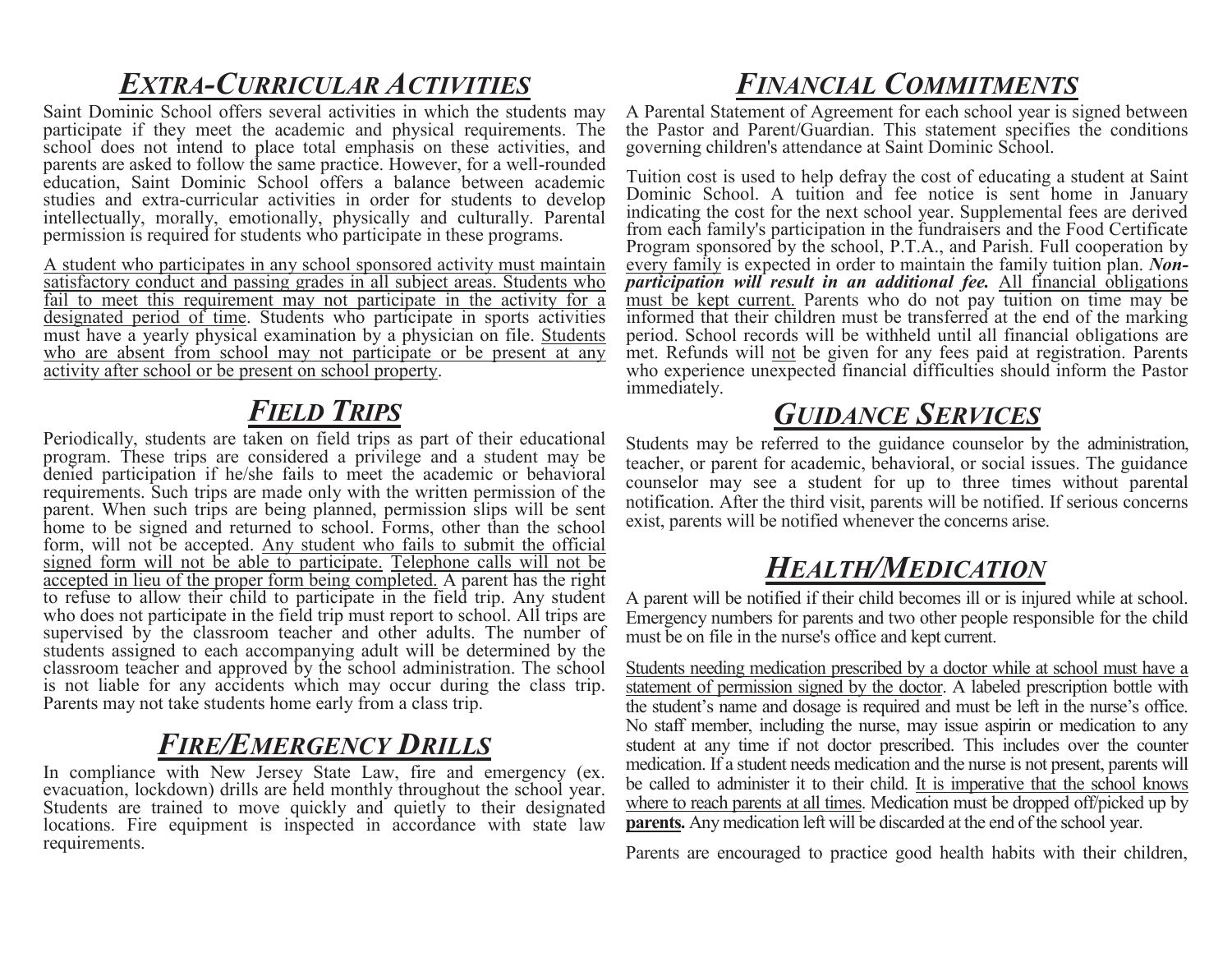## *Extra-Curricular Activities*

Saint Dominic School offers several activities in which the students may participate if they meet the academic and physical requirements. The school does not intend to place total emphasis on these activities, and parents are asked to follow the same practice. However, for a well-rounded education, Saint Dominic School offers a balance between academic studies and extra-curricular activities in order for students to develop intellectually, morally, emotionally, physically and culturally. Parental permission is required for students who participate in these programs.

A student who participates in any school sponsored activity must maintain satisfactory conduct and passing grades in all subject areas. Students who fail to meet this requirement may not participate in the activity for a designated period of time. Students who participate in sports activities must have a yearly physical examination by a physician on file. Students who are absent from school may not participate or be present at any activity after school or be present on school property.

## *Field Trips*

Periodically, students are taken on field trips as part of their educational program. These trips are considered a privilege and a student may be denied participation if he/she fails to meet the academic or behavioral requirements. Such trips are made only with the written permission of the parent. When such trips are being planned, permission slips will be sent home to be signed and returned to school. Forms, other than the school form, will not be accepted. Any student who fails to submit the official signed form will not be able to participate. Telephone calls will not be accepted in lieu of the proper form being completed. A parent has the right to refuse to allow their child to participate in the field trip. Any student who does not participate in the field trip must report to school. All trips are supervised by the classroom teacher and other adults. The number of students assigned to each accompanying adult will be determined by the classroom teacher and approved by the school administration. The school is not liable for any accidents which may occur during the class trip. Parents may not take students home early from a class trip.

## *Fire/Emergency Drills*

In compliance with New Jersey State Law, fire and emergency (ex. evacuation, lockdown) drills are held monthly throughout the school year. Students are trained to move quickly and quietly to their designated locations. Fire equipment is inspected in accordance with state law requirements.

## *Financial Commitments*

A Parental Statement of Agreement for each school year is signed between the Pastor and Parent/Guardian. This statement specifies the conditions governing children's attendance at Saint Dominic School.

Tuition cost is used to help defray the cost of educating a student at Saint Dominic School. A tuition and fee notice is sent home in January indicating the cost for the next school year. Supplemental fees are derived from each family's participation in the fundraisers and the Food Certificate Program sponsored by the school, P.T.A., and Parish. Full cooperation by every family is expected in order to maintain the family tuition plan. ***Non-participation will result in an additional fee.*** All financial obligations must be kept current. Parents who do not pay tuition on time may be informed that their children must be transferred at the end of the marking period. School records will be withheld until all financial obligations are met. Refunds will not be given for any fees paid at registration. Parents who experience unexpected financial difficulties should inform the Pastor immediately.

## *Guidance Services*

Students may be referred to the guidance counselor by the administration, teacher, or parent for academic, behavioral, or social issues. The guidance counselor may see a student for up to three times without parental notification. After the third visit, parents will be notified. If serious concerns exist, parents will be notified whenever the concerns arise.

## *Health/Medication*

A parent will be notified if their child becomes ill or is injured while at school. Emergency numbers for parents and two other people responsible for the child must be on file in the nurse's office and kept current.

Students needing medication prescribed by a doctor while at school must have a statement of permission signed by the doctor. A labeled prescription bottle with the student's name and dosage is required and must be left in the nurse's office. No staff member, including the nurse, may issue aspirin or medication to any student at any time if not doctor prescribed. This includes over the counter medication. If a student needs medication and the nurse is not present, parents will be called to administer it to their child. It is imperative that the school knows where to reach parents at all times. Medication must be dropped off/picked up by **parents.** Any medication left will be discarded at the end of the school year.

Parents are encouraged to practice good health habits with their children,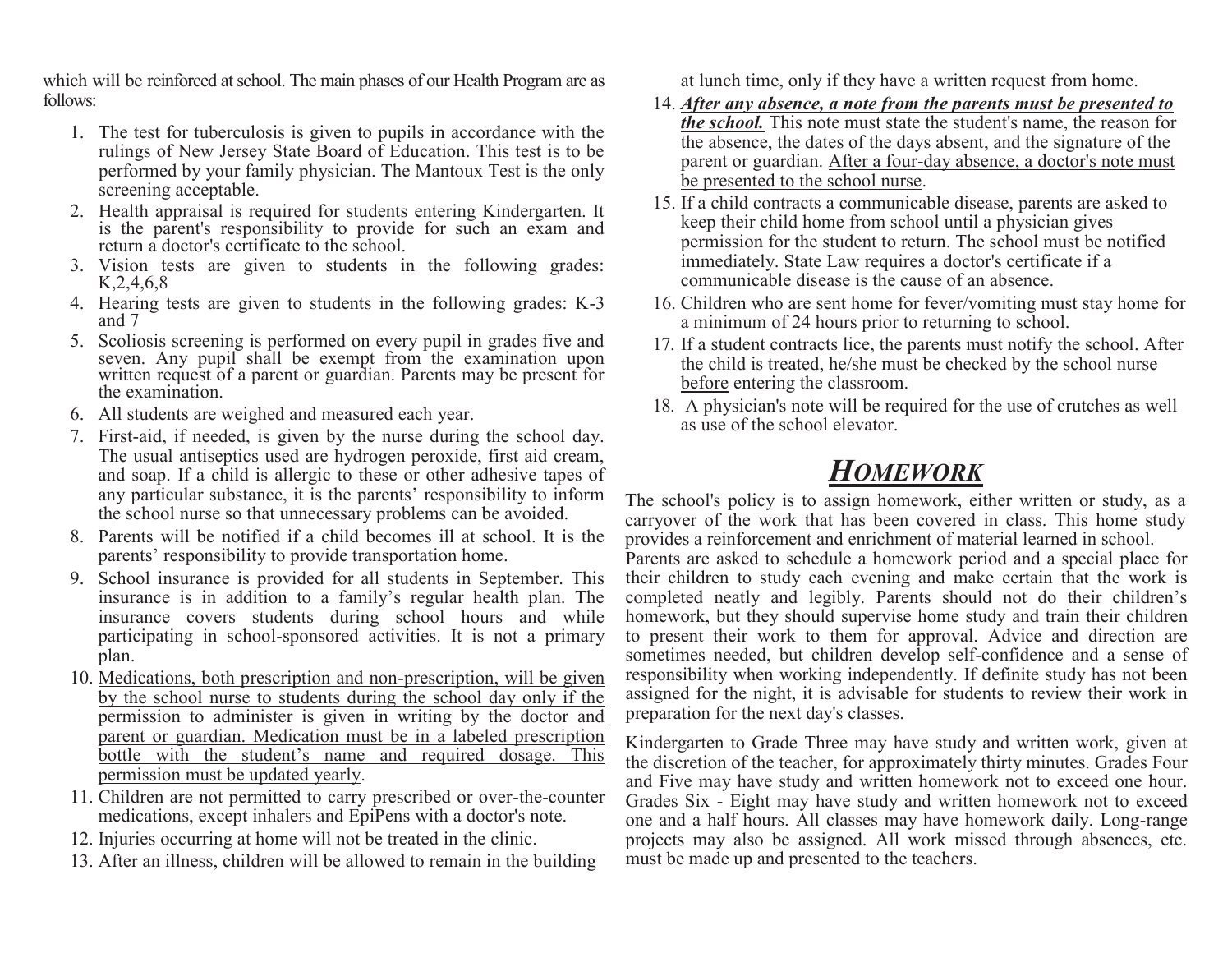which will be reinforced at school. The main phases of our Health Program are as follows:

1. The test for tuberculosis is given to pupils in accordance with the rulings of New Jersey State Board of Education. This test is to be performed by your family physician. The Mantoux Test is the only screening acceptable.
2. Health appraisal is required for students entering Kindergarten. It is the parent's responsibility to provide for such an exam and return a doctor's certificate to the school.
3. Vision tests are given to students in the following grades: K,2,4,6,8
4. Hearing tests are given to students in the following grades: K-3 and 7
5. Scoliosis screening is performed on every pupil in grades five and seven. Any pupil shall be exempt from the examination upon written request of a parent or guardian. Parents may be present for the examination.
6. All students are weighed and measured each year.
7. First-aid, if needed, is given by the nurse during the school day. The usual antiseptics used are hydrogen peroxide, first aid cream, and soap. If a child is allergic to these or other adhesive tapes of any particular substance, it is the parents' responsibility to inform the school nurse so that unnecessary problems can be avoided.
8. Parents will be notified if a child becomes ill at school. It is the parents' responsibility to provide transportation home.
9. School insurance is provided for all students in September. This insurance is in addition to a family's regular health plan. The insurance covers students during school hours and while participating in school-sponsored activities. It is not a primary plan.
10. <u>Medications, both prescription and non-prescription, will be given by the school nurse to students during the school day only if the permission to administer is given in writing by the doctor and parent or guardian. Medication must be in a labeled prescription bottle with the student's name and required dosage. This permission must be updated yearly</u>.
11. Children are not permitted to carry prescribed or over-the-counter medications, except inhalers and EpiPens with a doctor's note.
12. Injuries occurring at home will not be treated in the clinic.
13. After an illness, children will be allowed to remain in the building at lunch time, only if they have a written request from home.
14. ***<u>After any absence, a note from the parents must be presented to the school.</u>*** This note must state the student's name, the reason for the absence, the dates of the days absent, and the signature of the parent or guardian. <u>After a four-day absence, a doctor's note must be presented to the school nurse</u>.
15. If a child contracts a communicable disease, parents are asked to keep their child home from school until a physician gives permission for the student to return. The school must be notified immediately. State Law requires a doctor's certificate if a communicable disease is the cause of an absence.
16. Children who are sent home for fever/vomiting must stay home for a minimum of 24 hours prior to returning to school.
17. If a student contracts lice, the parents must notify the school. After the child is treated, he/she must be checked by the school nurse <u>before</u> entering the classroom.
18. A physician's note will be required for the use of crutches as well as use of the school elevator.

# ***<u>HOMEWORK</u>***

The school's policy is to assign homework, either written or study, as a carryover of the work that has been covered in class. This home study provides a reinforcement and enrichment of material learned in school.

Parents are asked to schedule a homework period and a special place for their children to study each evening and make certain that the work is completed neatly and legibly. Parents should not do their children's homework, but they should supervise home study and train their children to present their work to them for approval. Advice and direction are sometimes needed, but children develop self-confidence and a sense of responsibility when working independently. If definite study has not been assigned for the night, it is advisable for students to review their work in preparation for the next day's classes.

Kindergarten to Grade Three may have study and written work, given at the discretion of the teacher, for approximately thirty minutes. Grades Four and Five may have study and written homework not to exceed one hour. Grades Six - Eight may have study and written homework not to exceed one and a half hours. All classes may have homework daily. Long-range projects may also be assigned. All work missed through absences, etc. must be made up and presented to the teachers.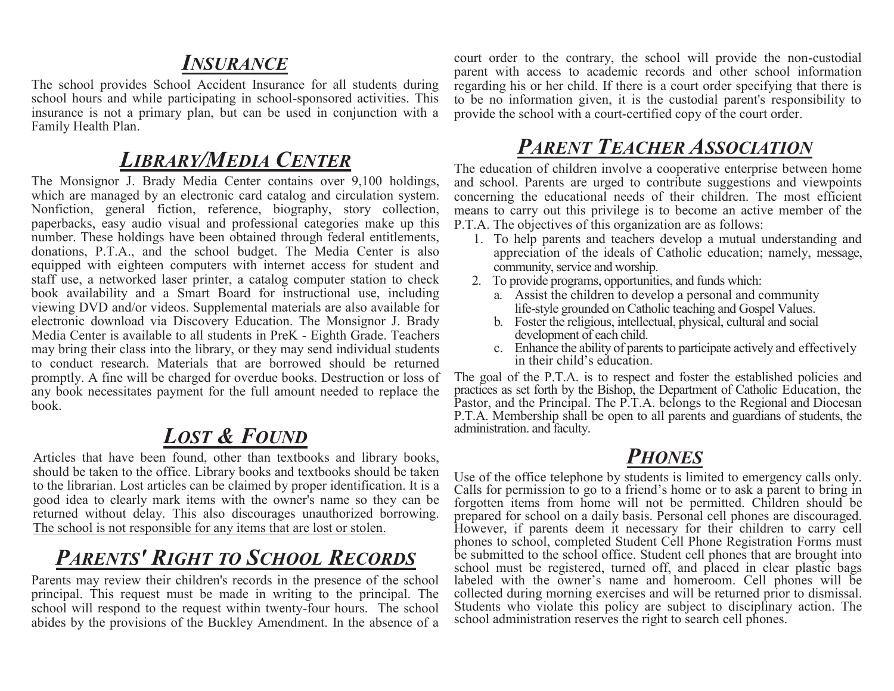## *INSURANCE*

The school provides School Accident Insurance for all students during school hours and while participating in school-sponsored activities. This insurance is not a primary plan, but can be used in conjunction with a Family Health Plan.

## *LIBRARY/MEDIA CENTER*

The Monsignor J. Brady Media Center contains over 9,100 holdings, which are managed by an electronic card catalog and circulation system. Nonfiction, general fiction, reference, biography, story collection, paperbacks, easy audio visual and professional categories make up this number. These holdings have been obtained through federal entitlements, donations, P.T.A., and the school budget. The Media Center is also equipped with eighteen computers with internet access for student and staff use, a networked laser printer, a catalog computer station to check book availability and a Smart Board for instructional use, including viewing DVD and/or videos. Supplemental materials are also available for electronic download via Discovery Education. The Monsignor J. Brady Media Center is available to all students in PreK - Eighth Grade. Teachers may bring their class into the library, or they may send individual students to conduct research. Materials that are borrowed should be returned promptly. A fine will be charged for overdue books. Destruction or loss of any book necessitates payment for the full amount needed to replace the book.

## *LOST & FOUND*

Articles that have been found, other than textbooks and library books, should be taken to the office. Library books and textbooks should be taken to the librarian. Lost articles can be claimed by proper identification. It is a good idea to clearly mark items with the owner's name so they can be returned without delay. This also discourages unauthorized borrowing. <u>The school is not responsible for any items that are lost or stolen.</u>

## *PARENTS' RIGHT TO SCHOOL RECORDS*

Parents may review their children's records in the presence of the school principal. This request must be made in writing to the principal. The school will respond to the request within twenty-four hours. The school abides by the provisions of the Buckley Amendment. In the absence of a court order to the contrary, the school will provide the non-custodial parent with access to academic records and other school information regarding his or her child. If there is a court order specifying that there is to be no information given, it is the custodial parent's responsibility to provide the school with a court-certified copy of the court order.

## *PARENT TEACHER ASSOCIATION*

The education of children involve a cooperative enterprise between home and school. Parents are urged to contribute suggestions and viewpoints concerning the educational needs of their children. The most efficient means to carry out this privilege is to become an active member of the P.T.A. The objectives of this organization are as follows:

1. To help parents and teachers develop a mutual understanding and appreciation of the ideals of Catholic education; namely, message, community, service and worship.
2. To provide programs, opportunities, and funds which:
   a. Assist the children to develop a personal and community life-style grounded on Catholic teaching and Gospel Values.
   b. Foster the religious, intellectual, physical, cultural and social development of each child.
   c. Enhance the ability of parents to participate actively and effectively in their child's education.

The goal of the P.T.A. is to respect and foster the established policies and practices as set forth by the Bishop, the Department of Catholic Education, the Pastor, and the Principal. The P.T.A. belongs to the Regional and Diocesan P.T.A. Membership shall be open to all parents and guardians of students, the administration. and faculty.

## *PHONES*

Use of the office telephone by students is limited to emergency calls only. Calls for permission to go to a friend's home or to ask a parent to bring in forgotten items from home will not be permitted. Children should be prepared for school on a daily basis. Personal cell phones are discouraged. However, if parents deem it necessary for their children to carry cell phones to school, completed Student Cell Phone Registration Forms must be submitted to the school office. Student cell phones that are brought into school must be registered, turned off, and placed in clear plastic bags labeled with the owner's name and homeroom. Cell phones will be collected during morning exercises and will be returned prior to dismissal. Students who violate this policy are subject to disciplinary action. The school administration reserves the right to search cell phones.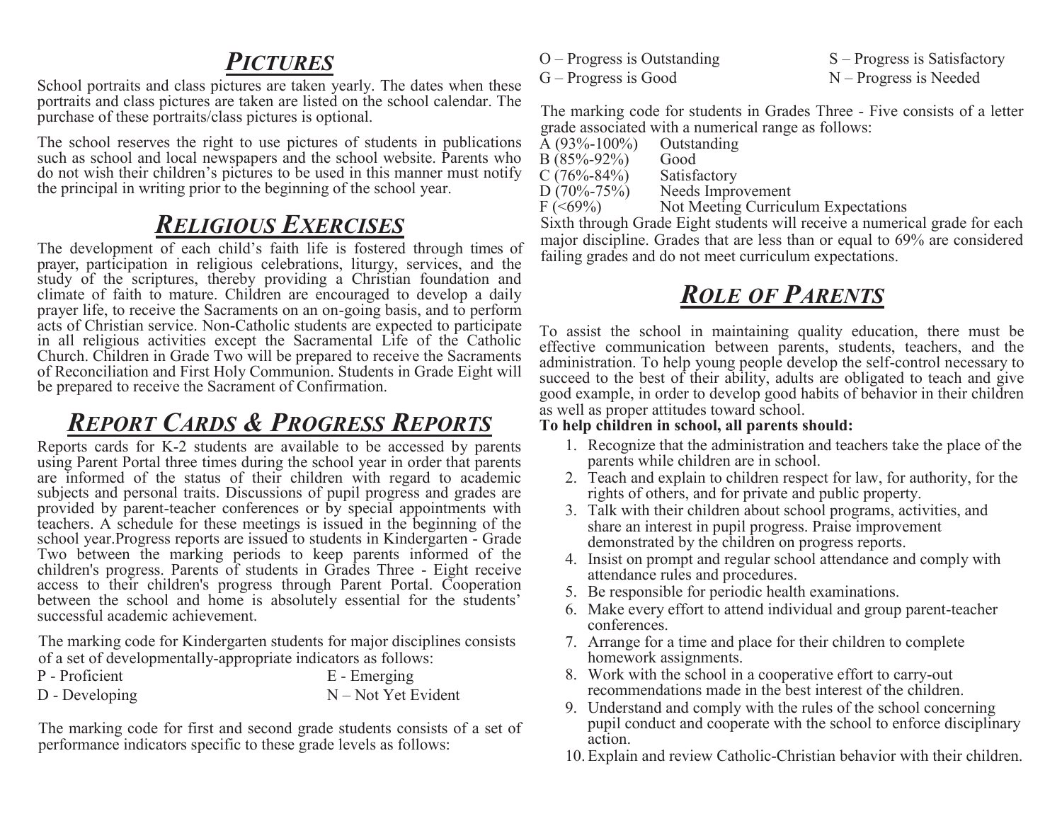## *Pictures*

School portraits and class pictures are taken yearly. The dates when these portraits and class pictures are taken are listed on the school calendar. The purchase of these portraits/class pictures is optional.

The school reserves the right to use pictures of students in publications such as school and local newspapers and the school website. Parents who do not wish their children's pictures to be used in this manner must notify the principal in writing prior to the beginning of the school year.

## *Religious Exercises*

The development of each child's faith life is fostered through times of prayer, participation in religious celebrations, liturgy, services, and the study of the scriptures, thereby providing a Christian foundation and climate of faith to mature. Children are encouraged to develop a daily prayer life, to receive the Sacraments on an on-going basis, and to perform acts of Christian service. Non-Catholic students are expected to participate in all religious activities except the Sacramental Life of the Catholic Church. Children in Grade Two will be prepared to receive the Sacraments of Reconciliation and First Holy Communion. Students in Grade Eight will be prepared to receive the Sacrament of Confirmation.

## *Report Cards & Progress Reports*

Reports cards for K-2 students are available to be accessed by parents using Parent Portal three times during the school year in order that parents are informed of the status of their children with regard to academic subjects and personal traits. Discussions of pupil progress and grades are provided by parent-teacher conferences or by special appointments with teachers. A schedule for these meetings is issued in the beginning of the school year.Progress reports are issued to students in Kindergarten - Grade Two between the marking periods to keep parents informed of the children's progress. Parents of students in Grades Three - Eight receive access to their children's progress through Parent Portal. Cooperation between the school and home is absolutely essential for the students' successful academic achievement.

The marking code for Kindergarten students for major disciplines consists of a set of developmentally-appropriate indicators as follows:

P - Proficient
E - Emerging
D - Developing
N – Not Yet Evident

The marking code for first and second grade students consists of a set of performance indicators specific to these grade levels as follows:

O – Progress is Outstanding
S – Progress is Satisfactory
G – Progress is Good
N – Progress is Needed

The marking code for students in Grades Three - Five consists of a letter grade associated with a numerical range as follows:

A (93%-100%) Outstanding
B (85%-92%) Good
C (76%-84%) Satisfactory
D (70%-75%) Needs Improvement
F (<69%) Not Meeting Curriculum Expectations

Sixth through Grade Eight students will receive a numerical grade for each major discipline. Grades that are less than or equal to 69% are considered failing grades and do not meet curriculum expectations.

## *Role of Parents*

To assist the school in maintaining quality education, there must be effective communication between parents, students, teachers, and the administration. To help young people develop the self-control necessary to succeed to the best of their ability, adults are obligated to teach and give good example, in order to develop good habits of behavior in their children as well as proper attitudes toward school.

**To help children in school, all parents should:**

1. Recognize that the administration and teachers take the place of the parents while children are in school.
2. Teach and explain to children respect for law, for authority, for the rights of others, and for private and public property.
3. Talk with their children about school programs, activities, and share an interest in pupil progress. Praise improvement demonstrated by the children on progress reports.
4. Insist on prompt and regular school attendance and comply with attendance rules and procedures.
5. Be responsible for periodic health examinations.
6. Make every effort to attend individual and group parent-teacher conferences.
7. Arrange for a time and place for their children to complete homework assignments.
8. Work with the school in a cooperative effort to carry-out recommendations made in the best interest of the children.
9. Understand and comply with the rules of the school concerning pupil conduct and cooperate with the school to enforce disciplinary action.
10. Explain and review Catholic-Christian behavior with their children.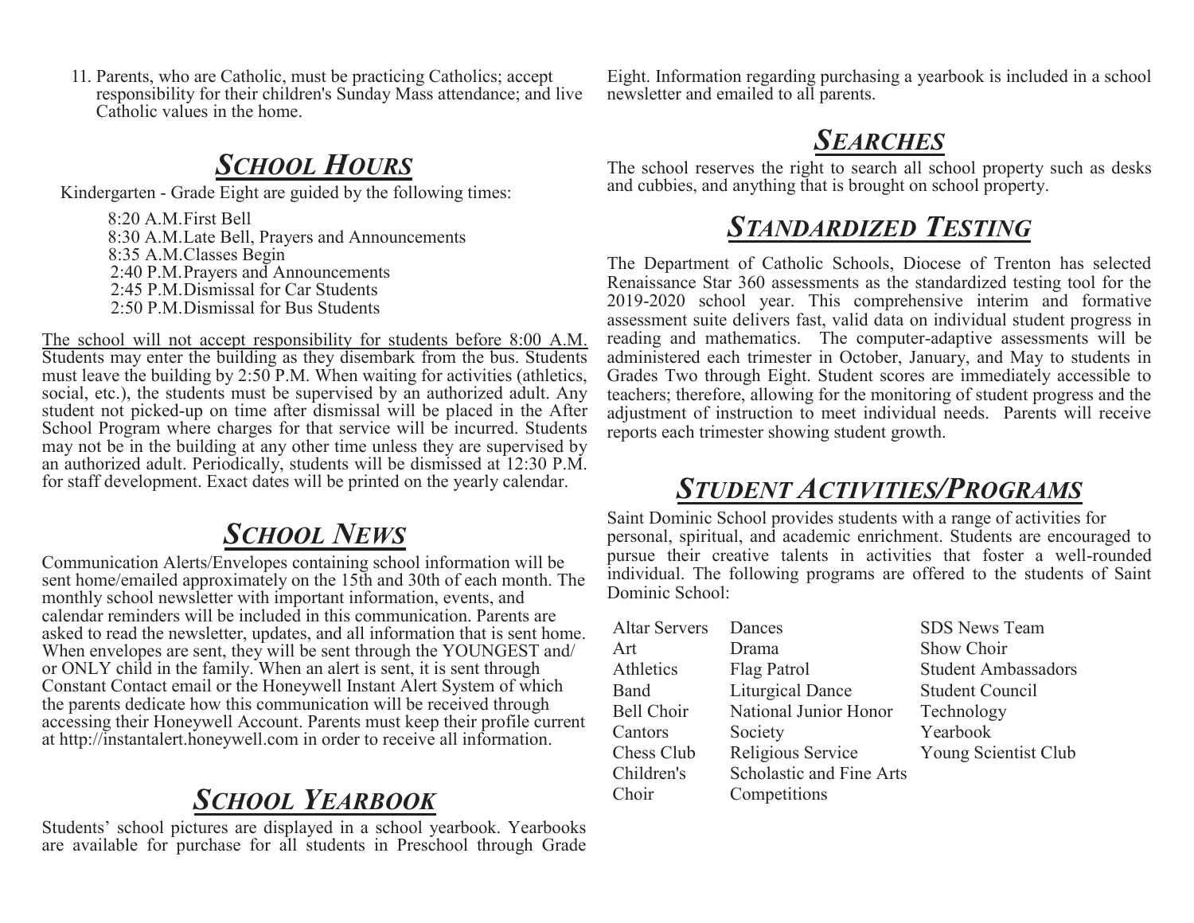11. Parents, who are Catholic, must be practicing Catholics; accept responsibility for their children's Sunday Mass attendance; and live Catholic values in the home.

## *School Hours*

Kindergarten - Grade Eight are guided by the following times:

8:20 A.M. First Bell
8:30 A.M. Late Bell, Prayers and Announcements
8:35 A.M. Classes Begin
2:40 P.M. Prayers and Announcements
2:45 P.M. Dismissal for Car Students
2:50 P.M. Dismissal for Bus Students

<u>The school will not accept responsibility for students before 8:00 A.M.</u> Students may enter the building as they disembark from the bus. Students must leave the building by 2:50 P.M. When waiting for activities (athletics, social, etc.), the students must be supervised by an authorized adult. Any student not picked-up on time after dismissal will be placed in the After School Program where charges for that service will be incurred. Students may not be in the building at any other time unless they are supervised by an authorized adult. Periodically, students will be dismissed at 12:30 P.M. for staff development. Exact dates will be printed on the yearly calendar.

## *School News*

Communication Alerts/Envelopes containing school information will be sent home/emailed approximately on the 15th and 30th of each month. The monthly school newsletter with important information, events, and calendar reminders will be included in this communication. Parents are asked to read the newsletter, updates, and all information that is sent home. When envelopes are sent, they will be sent through the YOUNGEST and/ or ONLY child in the family. When an alert is sent, it is sent through Constant Contact email or the Honeywell Instant Alert System of which the parents dedicate how this communication will be received through accessing their Honeywell Account. Parents must keep their profile current at http://instantalert.honeywell.com in order to receive all information.

## *School Yearbook*

Students' school pictures are displayed in a school yearbook. Yearbooks are available for purchase for all students in Preschool through Grade Eight. Information regarding purchasing a yearbook is included in a school newsletter and emailed to all parents.

## *Searches*

The school reserves the right to search all school property such as desks and cubbies, and anything that is brought on school property.

## *Standardized Testing*

The Department of Catholic Schools, Diocese of Trenton has selected Renaissance Star 360 assessments as the standardized testing tool for the 2019-2020 school year. This comprehensive interim and formative assessment suite delivers fast, valid data on individual student progress in reading and mathematics. The computer-adaptive assessments will be administered each trimester in October, January, and May to students in Grades Two through Eight. Student scores are immediately accessible to teachers; therefore, allowing for the monitoring of student progress and the adjustment of instruction to meet individual needs. Parents will receive reports each trimester showing student growth.

## *Student Activities/Programs*

Saint Dominic School provides students with a range of activities for personal, spiritual, and academic enrichment. Students are encouraged to pursue their creative talents in activities that foster a well-rounded individual. The following programs are offered to the students of Saint Dominic School:

- Altar Servers
- Art
- Athletics
- Band
- Bell Choir
- Cantors
- Chess Club
- Children's Choir
- Dances
- Drama
- Flag Patrol
- Liturgical Dance
- National Junior Honor Society
- Religious Service
- Scholastic and Fine Arts Competitions
- SDS News Team
- Show Choir
- Student Ambassadors
- Student Council
- Technology
- Yearbook
- Young Scientist Club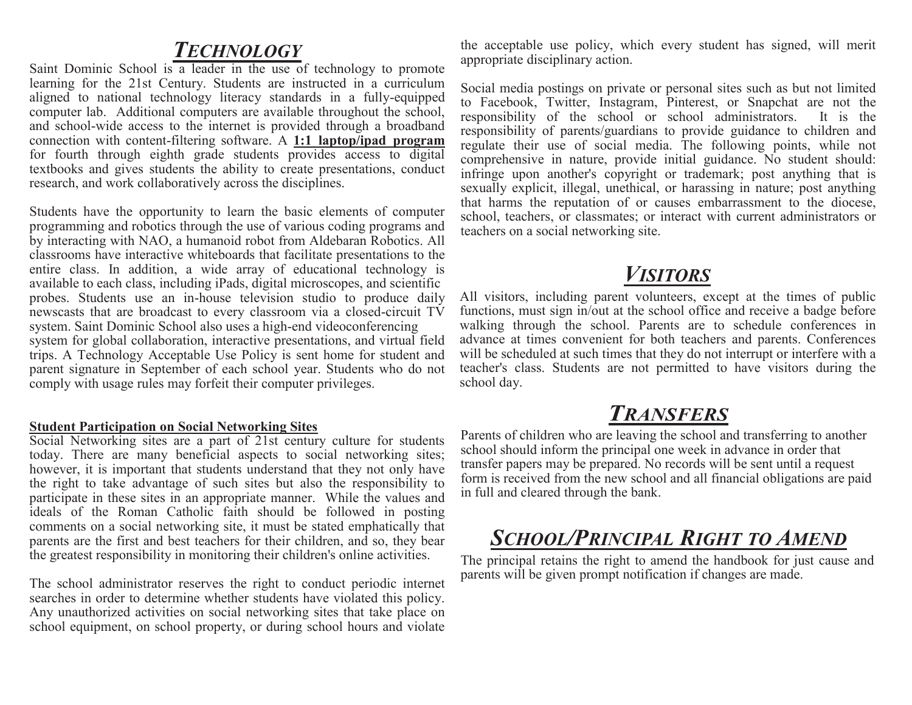## *TECHNOLOGY*

Saint Dominic School is a leader in the use of technology to promote learning for the 21st Century. Students are instructed in a curriculum aligned to national technology literacy standards in a fully-equipped computer lab. Additional computers are available throughout the school, and school-wide access to the internet is provided through a broadband connection with content-filtering software. A **1:1 laptop/ipad program** for fourth through eighth grade students provides access to digital textbooks and gives students the ability to create presentations, conduct research, and work collaboratively across the disciplines.

Students have the opportunity to learn the basic elements of computer programming and robotics through the use of various coding programs and by interacting with NAO, a humanoid robot from Aldebaran Robotics. All classrooms have interactive whiteboards that facilitate presentations to the entire class. In addition, a wide array of educational technology is available to each class, including iPads, digital microscopes, and scientific probes. Students use an in-house television studio to produce daily newscasts that are broadcast to every classroom via a closed-circuit TV system. Saint Dominic School also uses a high-end videoconferencing system for global collaboration, interactive presentations, and virtual field trips. A Technology Acceptable Use Policy is sent home for student and parent signature in September of each school year. Students who do not comply with usage rules may forfeit their computer privileges.

**Student Participation on Social Networking Sites**

Social Networking sites are a part of 21st century culture for students today. There are many beneficial aspects to social networking sites; however, it is important that students understand that they not only have the right to take advantage of such sites but also the responsibility to participate in these sites in an appropriate manner. While the values and ideals of the Roman Catholic faith should be followed in posting comments on a social networking site, it must be stated emphatically that parents are the first and best teachers for their children, and so, they bear the greatest responsibility in monitoring their children's online activities.

The school administrator reserves the right to conduct periodic internet searches in order to determine whether students have violated this policy. Any unauthorized activities on social networking sites that take place on school equipment, on school property, or during school hours and violate the acceptable use policy, which every student has signed, will merit appropriate disciplinary action.

Social media postings on private or personal sites such as but not limited to Facebook, Twitter, Instagram, Pinterest, or Snapchat are not the responsibility of the school or school administrators. It is the responsibility of parents/guardians to provide guidance to children and regulate their use of social media. The following points, while not comprehensive in nature, provide initial guidance. No student should: infringe upon another's copyright or trademark; post anything that is sexually explicit, illegal, unethical, or harassing in nature; post anything that harms the reputation of or causes embarrassment to the diocese, school, teachers, or classmates; or interact with current administrators or teachers on a social networking site.

## *VISITORS*

All visitors, including parent volunteers, except at the times of public functions, must sign in/out at the school office and receive a badge before walking through the school. Parents are to schedule conferences in advance at times convenient for both teachers and parents. Conferences will be scheduled at such times that they do not interrupt or interfere with a teacher's class. Students are not permitted to have visitors during the school day.

## *TRANSFERS*

Parents of children who are leaving the school and transferring to another school should inform the principal one week in advance in order that transfer papers may be prepared. No records will be sent until a request form is received from the new school and all financial obligations are paid in full and cleared through the bank.

## *SCHOOL/PRINCIPAL RIGHT TO AMEND*

The principal retains the right to amend the handbook for just cause and parents will be given prompt notification if changes are made.